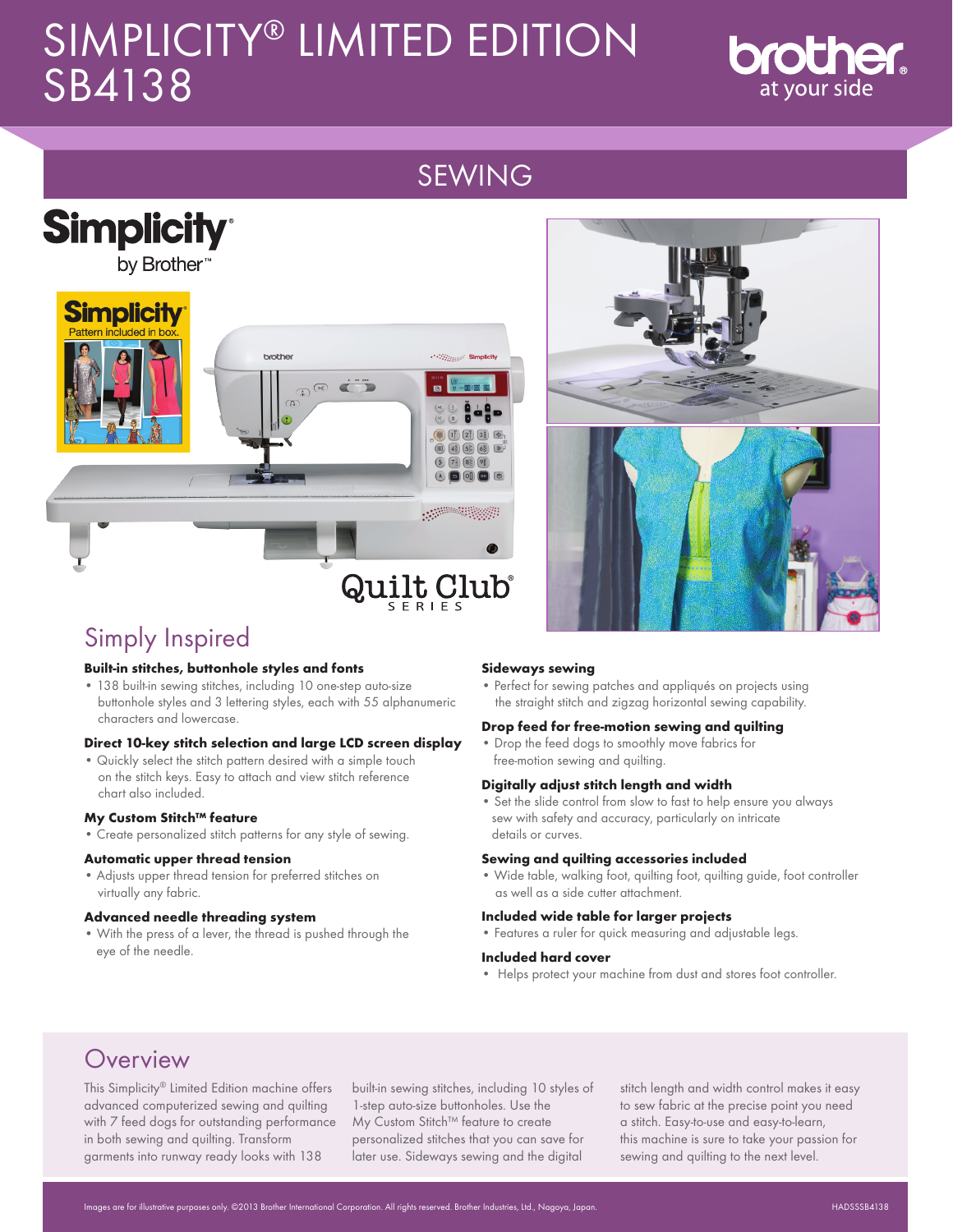# SIMPLICITY® LIMITED EDITION SB4138

brother at your side

## SEWING

Simplicity® by Brother™

Quilt Club® SERIES

## Simply Inspired

**Built-in stitches, buttonhole styles and fonts**
- 138 built-in sewing stitches, including 10 one-step auto-size buttonhole styles and 3 lettering styles, each with 55 alphanumeric characters and lowercase.

**Direct 10-key stitch selection and large LCD screen display**
- Quickly select the stitch pattern desired with a simple touch on the stitch keys. Easy to attach and view stitch reference chart also included.

**My Custom Stitch™ feature**
- Create personalized stitch patterns for any style of sewing.

**Automatic upper thread tension**
- Adjusts upper thread tension for preferred stitches on virtually any fabric.

**Advanced needle threading system**
- With the press of a lever, the thread is pushed through the eye of the needle.

**Sideways sewing**
- Perfect for sewing patches and appliqués on projects using the straight stitch and zigzag horizontal sewing capability.

**Drop feed for free-motion sewing and quilting**
- Drop the feed dogs to smoothly move fabrics for free-motion sewing and quilting.

**Digitally adjust stitch length and width**
- Set the slide control from slow to fast to help ensure you always sew with safety and accuracy, particularly on intricate details or curves.

**Sewing and quilting accessories included**
- Wide table, walking foot, quilting foot, quilting guide, foot controller as well as a side cutter attachment.

**Included wide table for larger projects**
- Features a ruler for quick measuring and adjustable legs.

**Included hard cover**
- Helps protect your machine from dust and stores foot controller.

## Overview

This Simplicity® Limited Edition machine offers advanced computerized sewing and quilting with 7 feed dogs for outstanding performance in both sewing and quilting. Transform garments into runway ready looks with 138 built-in sewing stitches, including 10 styles of 1-step auto-size buttonholes. Use the My Custom Stitch™ feature to create personalized stitches that you can save for later use. Sideways sewing and the digital stitch length and width control makes it easy to sew fabric at the precise point you need a stitch. Easy-to-use and easy-to-learn, this machine is sure to take your passion for sewing and quilting to the next level.

Images are for illustrative purposes only. ©2013 Brother International Corporation. All rights reserved. Brother Industries, Ltd., Nagoya, Japan. HADSSSB4138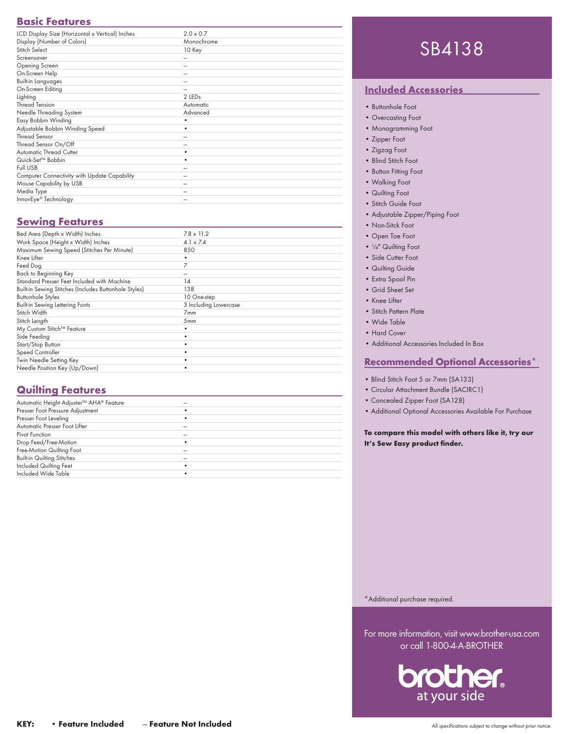## Basic Features

| | |
|---|---|
| LCD Display Size (Horizontal x Vertical) Inches | 2.0 x 0.7 |
| Display (Number of Colors) | Monochrome |
| Stitch Select | 10 Key |
| Screensaver | – |
| Opening Screen | – |
| On-Screen Help | – |
| Built-in Languages | – |
| On-Screen Editing | – |
| Lighting | 2 LEDs |
| Thread Tension | Automatic |
| Needle Threading System | Advanced |
| Easy Bobbin Winding | • |
| Adjustable Bobbin Winding Speed | • |
| Thread Sensor | – |
| Thread Sensor On/Off | – |
| Automatic Thread Cutter | • |
| Quick-Set™ Bobbin | • |
| Full USB | – |
| Computer Connectivity with Update Capability | – |
| Mouse Capability by USB | – |
| Media Type | – |
| InnovEye® Technology | – |

## Sewing Features

| | |
|---|---|
| Bed Area (Depth x Width) Inches | 7.8 x 11.2 |
| Work Space (Height x Width) Inches | 4.1 x 7.4 |
| Maximum Sewing Speed (Stitches Per Minute) | 850 |
| Knee Lifter | • |
| Feed Dog | 7 |
| Back to Beginning Key | – |
| Standard Presser Feet Included with Machine | 14 |
| Built-in Sewing Stitches (Includes Buttonhole Styles) | 138 |
| Buttonhole Styles | 10 One-step |
| Built-in Sewing Lettering Fonts | 3 Including Lowercase |
| Stitch Width | 7mm |
| Stitch Length | 5mm |
| My Custom Stitch™ Feature | • |
| Side Feeding | • |
| Start/Stop Button | • |
| Speed Controller | • |
| Twin Needle Setting Key | • |
| Needle Position Key (Up/Down) | • |

## Quilting Features

| | |
|---|---|
| Automatic Height Adjuster™ AHA® Feature | – |
| Presser Foot Pressure Adjustment | • |
| Presser Foot Leveling | • |
| Automatic Presser Foot Lifter | – |
| Pivot Function | – |
| Drop Feed/Free-Motion | • |
| Free-Motion Quilting Foot | – |
| Built-in Quilting Stitches | – |
| Included Quilting Feet | • |
| Included Wide Table | • |

**KEY:** **• Feature Included** **– Feature Not Included**

# SB4138

## Included Accessories

- Buttonhole Foot
- Overcasting Foot
- Monogramming Foot
- Zipper Foot
- Zigzag Foot
- Blind Stitch Foot
- Button Fitting Foot
- Walking Foot
- Quilting Foot
- Stitch Guide Foot
- Adjustable Zipper/Piping Foot
- Non-Sitck Foot
- Open Toe Foot
- ¼" Quilting Foot
- Side Cutter Foot
- Quilting Guide
- Extra Spool Pin
- Grid Sheet Set
- Knee Lifter
- Stitch Pattern Plate
- Wide Table
- Hard Cover
- Additional Accessories Included In Box

## Recommended Optional Accessories*

- Blind Stitch Foot 5 or 7mm (SA133)
- Circular Attachment Bundle (SACIRC1)
- Concealed Zipper Foot (SA128)
- Additional Optional Accessories Available For Purchase

**To compare this model with others like it, try our It's Sew Easy product finder.**

*Additional purchase required.

For more information, visit www.brother-usa.com or call 1-800-4-A-BROTHER

brother at your side

All specifications subject to change without prior notice.